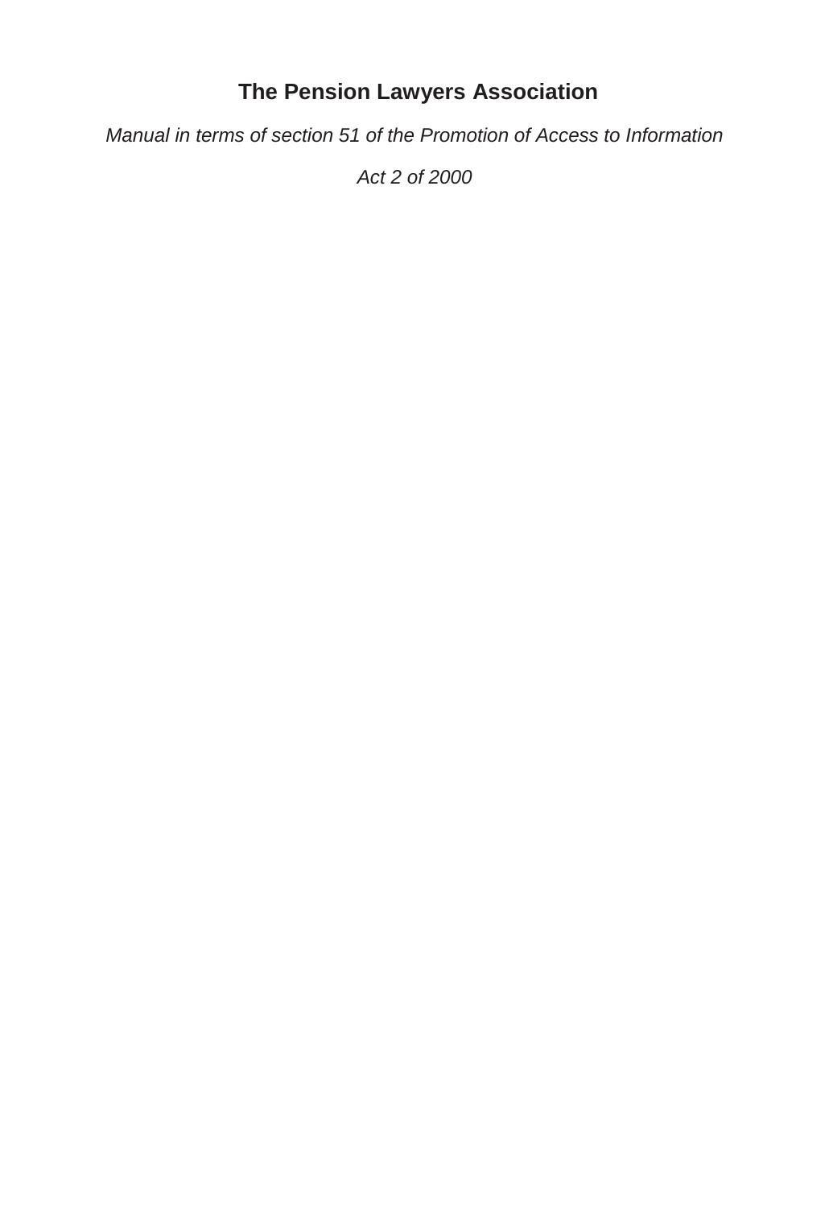# The Pension Lawyers Association

*Manual in terms of section 51 of the Promotion of Access to Information Act 2 of 2000*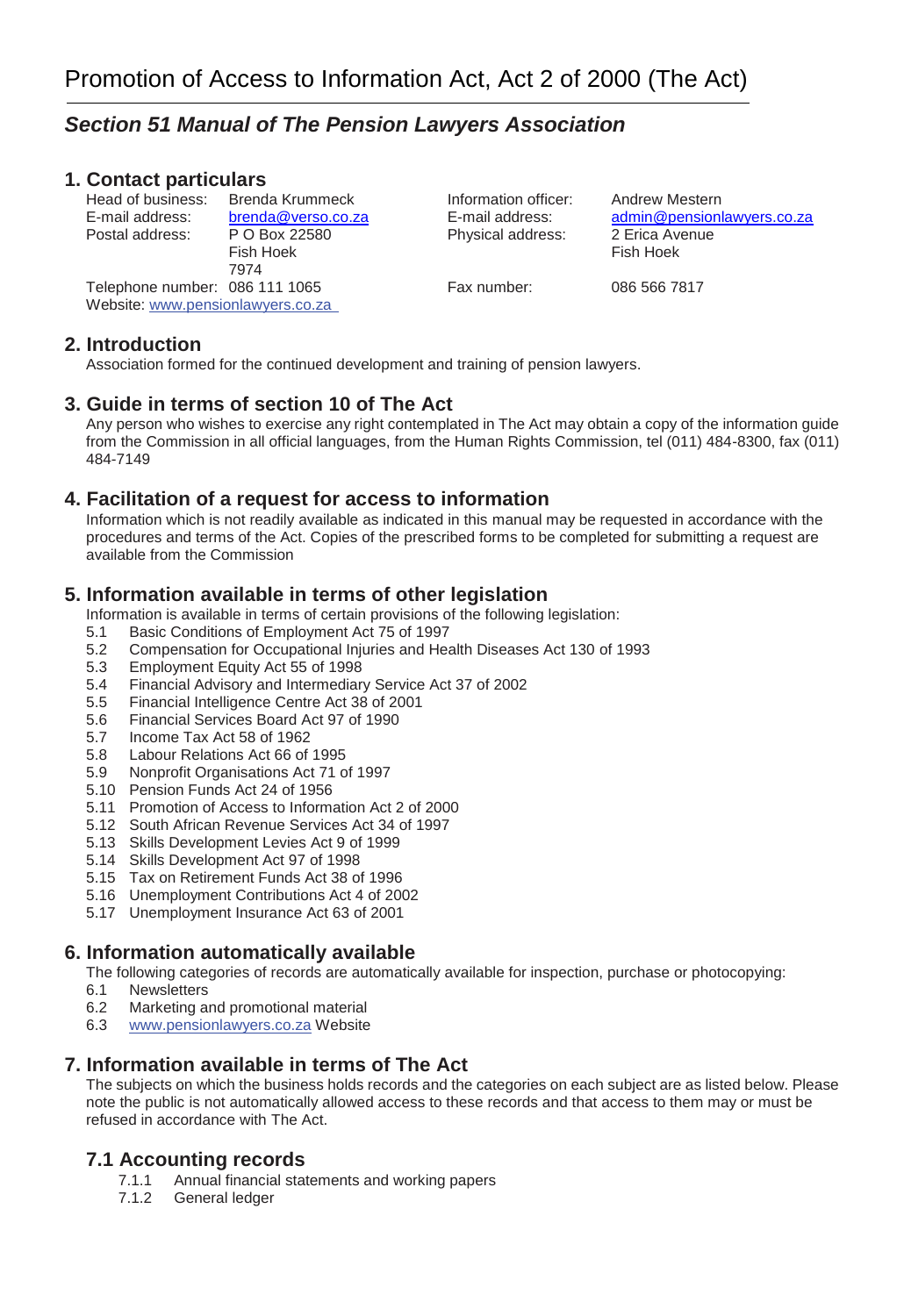# Promotion of Access to Information Act, Act 2 of 2000 (The Act)

## *Section 51 Manual of The Pension Lawyers Association*

## 1. Contact particulars

| | | | |
|---|---|---|---|
| Head of business: | Brenda Krummeck | Information officer: | Andrew Mestern |
| E-mail address: | brenda@verso.co.za | E-mail address: | admin@pensionlawyers.co.za |
| Postal address: | P O Box 22580<br>Fish Hoek<br>7974 | Physical address: | 2 Erica Avenue<br>Fish Hoek |
| Telephone number: | 086 111 1065 | Fax number: | 086 566 7817 |
| Website: | www.pensionlawyers.co.za | | |

## 2. Introduction

Association formed for the continued development and training of pension lawyers.

## 3. Guide in terms of section 10 of The Act

Any person who wishes to exercise any right contemplated in The Act may obtain a copy of the information guide from the Commission in all official languages, from the Human Rights Commission, tel (011) 484-8300, fax (011) 484-7149

## 4. Facilitation of a request for access to information

Information which is not readily available as indicated in this manual may be requested in accordance with the procedures and terms of the Act. Copies of the prescribed forms to be completed for submitting a request are available from the Commission

## 5. Information available in terms of other legislation

Information is available in terms of certain provisions of the following legislation:

- 5.1 Basic Conditions of Employment Act 75 of 1997
- 5.2 Compensation for Occupational Injuries and Health Diseases Act 130 of 1993
- 5.3 Employment Equity Act 55 of 1998
- 5.4 Financial Advisory and Intermediary Service Act 37 of 2002
- 5.5 Financial Intelligence Centre Act 38 of 2001
- 5.6 Financial Services Board Act 97 of 1990
- 5.7 Income Tax Act 58 of 1962
- 5.8 Labour Relations Act 66 of 1995
- 5.9 Nonprofit Organisations Act 71 of 1997
- 5.10 Pension Funds Act 24 of 1956
- 5.11 Promotion of Access to Information Act 2 of 2000
- 5.12 South African Revenue Services Act 34 of 1997
- 5.13 Skills Development Levies Act 9 of 1999
- 5.14 Skills Development Act 97 of 1998
- 5.15 Tax on Retirement Funds Act 38 of 1996
- 5.16 Unemployment Contributions Act 4 of 2002
- 5.17 Unemployment Insurance Act 63 of 2001

## 6. Information automatically available

The following categories of records are automatically available for inspection, purchase or photocopying:

- 6.1 Newsletters
- 6.2 Marketing and promotional material
- 6.3 www.pensionlawyers.co.za Website

## 7. Information available in terms of The Act

The subjects on which the business holds records and the categories on each subject are as listed below. Please note the public is not automatically allowed access to these records and that access to them may or must be refused in accordance with The Act.

### 7.1 Accounting records

- 7.1.1 Annual financial statements and working papers
- 7.1.2 General ledger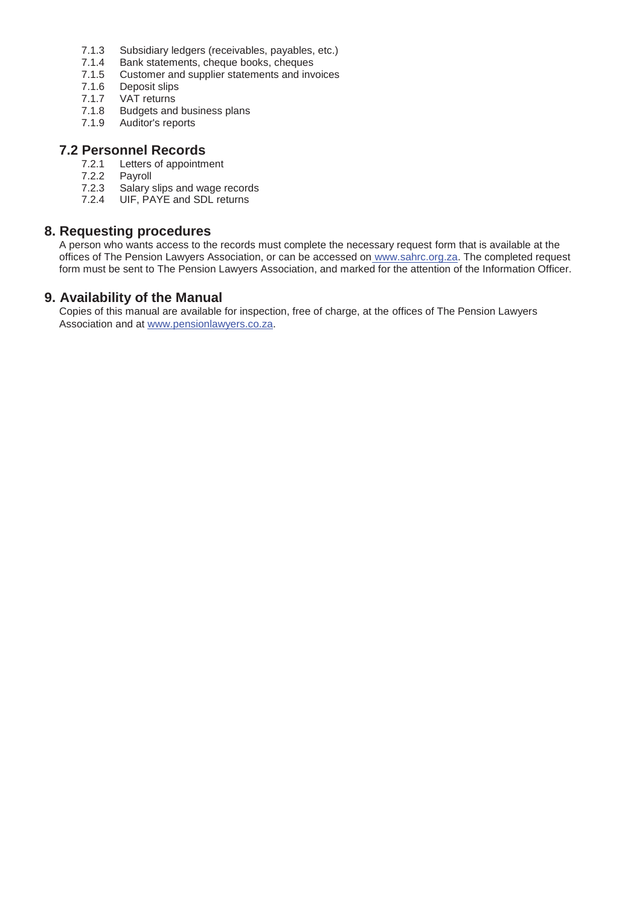7.1.3 Subsidiary ledgers (receivables, payables, etc.)
7.1.4 Bank statements, cheque books, cheques
7.1.5 Customer and supplier statements and invoices
7.1.6 Deposit slips
7.1.7 VAT returns
7.1.8 Budgets and business plans
7.1.9 Auditor's reports

### 7.2 Personnel Records

7.2.1 Letters of appointment
7.2.2 Payroll
7.2.3 Salary slips and wage records
7.2.4 UIF, PAYE and SDL returns

## 8. Requesting procedures

A person who wants access to the records must complete the necessary request form that is available at the offices of The Pension Lawyers Association, or can be accessed on www.sahrc.org.za. The completed request form must be sent to The Pension Lawyers Association, and marked for the attention of the Information Officer.

## 9. Availability of the Manual

Copies of this manual are available for inspection, free of charge, at the offices of The Pension Lawyers Association and at www.pensionlawyers.co.za.